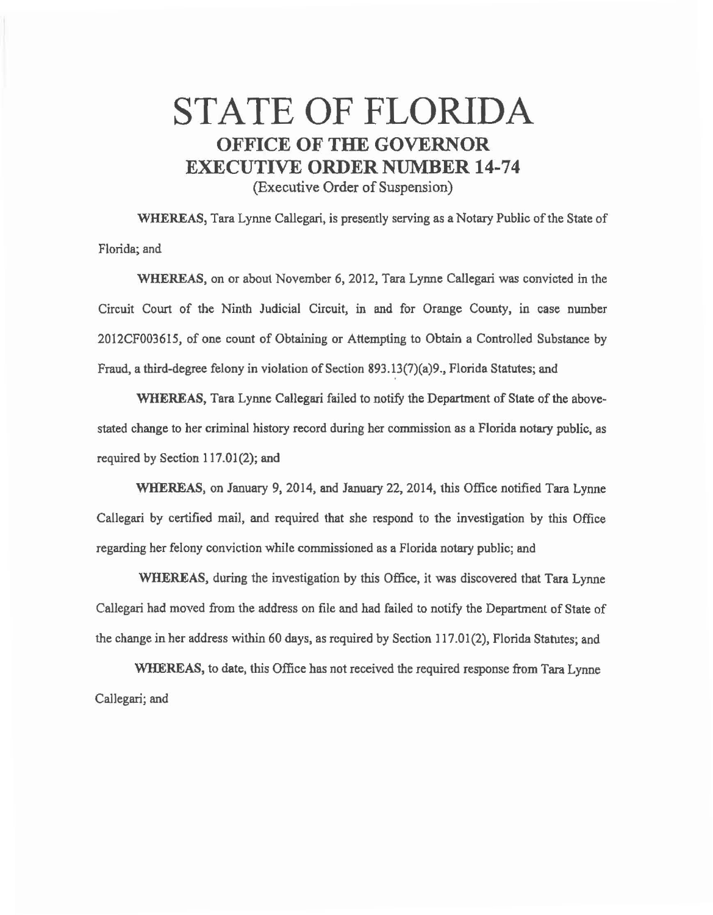# STATE OF FLORIDA

## OFFICE OF THE GOVERNOR

## EXECUTIVE ORDER NUMBER 14-74

(Executive Order of Suspension)

**WHEREAS,** Tara Lynne Callegari, is presently serving as a Notary Public of the State of Florida; and

**WHEREAS,** on or about November 6, 2012, Tara Lynne Callegari was convicted in the Circuit Court of the Ninth Judicial Circuit, in and for Orange County, in case number 2012CF003615, of one count of Obtaining or Attempting to Obtain a Controlled Substance by Fraud, a third-degree felony in violation of Section 893.13(7)(a)9., Florida Statutes; and

**WHEREAS,** Tara Lynne Callegari failed to notify the Department of State of the above-stated change to her criminal history record during her commission as a Florida notary public, as required by Section 117.01(2); and

**WHEREAS,** on January 9, 2014, and January 22, 2014, this Office notified Tara Lynne Callegari by certified mail, and required that she respond to the investigation by this Office regarding her felony conviction while commissioned as a Florida notary public; and

**WHEREAS,** during the investigation by this Office, it was discovered that Tara Lynne Callegari had moved from the address on file and had failed to notify the Department of State of the change in her address within 60 days, as required by Section 117.01(2), Florida Statutes; and

**WHEREAS,** to date, this Office has not received the required response from Tara Lynne Callegari; and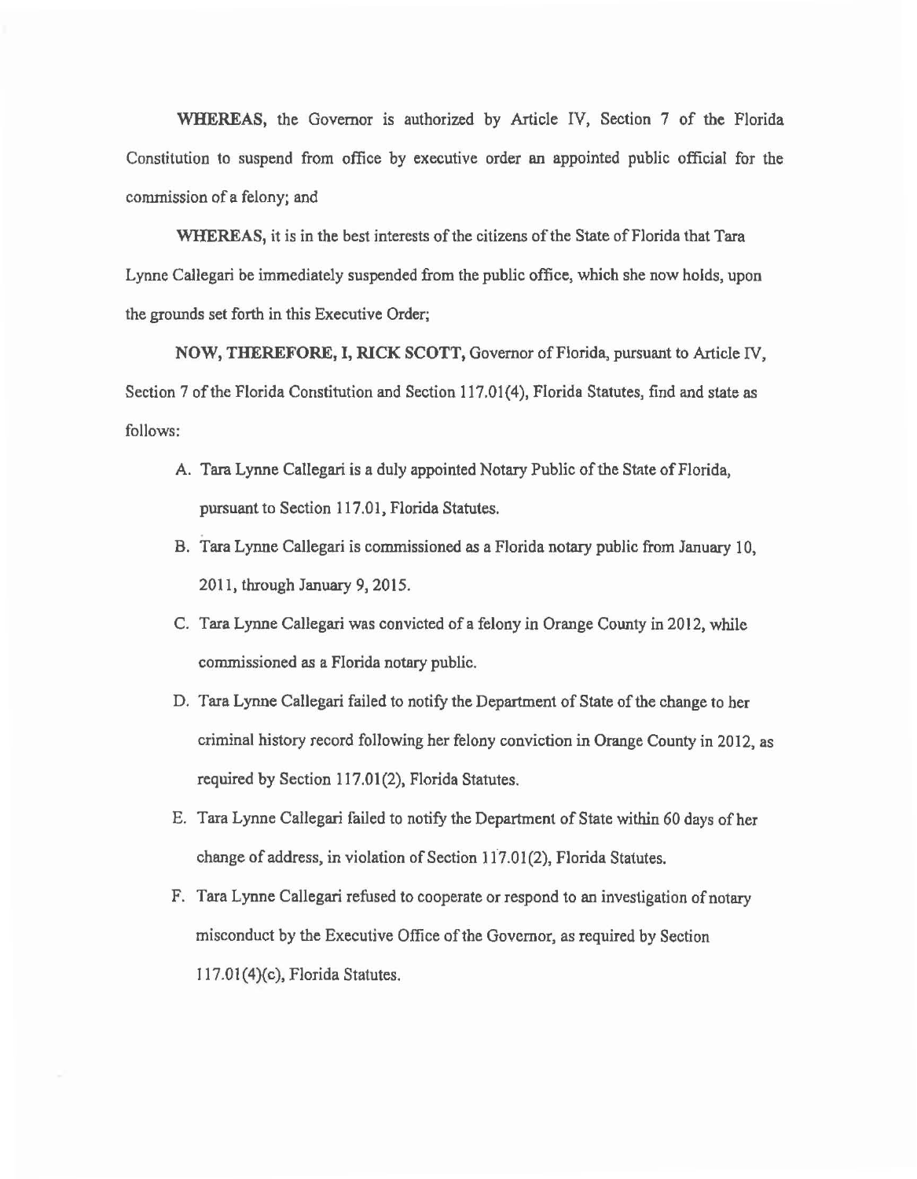**WHEREAS,** the Governor is authorized by Article IV, Section 7 of the Florida Constitution to suspend from office by executive order an appointed public official for the commission of a felony; and

**WHEREAS,** it is in the best interests of the citizens of the State of Florida that Tara Lynne Callegari be immediately suspended from the public office, which she now holds, upon the grounds set forth in this Executive Order;

**NOW, THEREFORE, I, RICK SCOTT,** Governor of Florida, pursuant to Article IV, Section 7 of the Florida Constitution and Section 117.01(4), Florida Statutes, find and state as follows:

A. Tara Lynne Callegari is a duly appointed Notary Public of the State of Florida, pursuant to Section 117.01, Florida Statutes.

B. Tara Lynne Callegari is commissioned as a Florida notary public from January 10, 2011, through January 9, 2015.

C. Tara Lynne Callegari was convicted of a felony in Orange County in 2012, while commissioned as a Florida notary public.

D. Tara Lynne Callegari failed to notify the Department of State of the change to her criminal history record following her felony conviction in Orange County in 2012, as required by Section 117.01(2), Florida Statutes.

E. Tara Lynne Callegari failed to notify the Department of State within 60 days of her change of address, in violation of Section 117.01(2), Florida Statutes.

F. Tara Lynne Callegari refused to cooperate or respond to an investigation of notary misconduct by the Executive Office of the Governor, as required by Section 117.01(4)(c), Florida Statutes.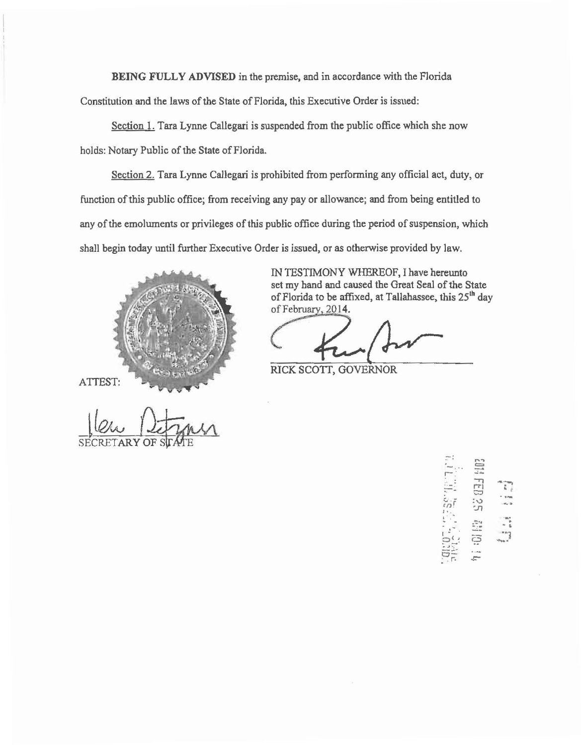**BEING FULLY ADVISED** in the premise, and in accordance with the Florida Constitution and the laws of the State of Florida, this Executive Order is issued:

Section 1. Tara Lynne Callegari is suspended from the public office which she now holds: Notary Public of the State of Florida.

Section 2. Tara Lynne Callegari is prohibited from performing any official act, duty, or function of this public office; from receiving any pay or allowance; and from being entitled to any of the emoluments or privileges of this public office during the period of suspension, which shall begin today until further Executive Order is issued, or as otherwise provided by law.

IN TESTIMONY WHEREOF, I have hereunto set my hand and caused the Great Seal of the State of Florida to be affixed, at Tallahassee, this 25th day of February, 2014.

RICK SCOTT, GOVERNOR

ATTEST:

SECRETARY OF STATE

2014 FEB 25 AM 10: 14